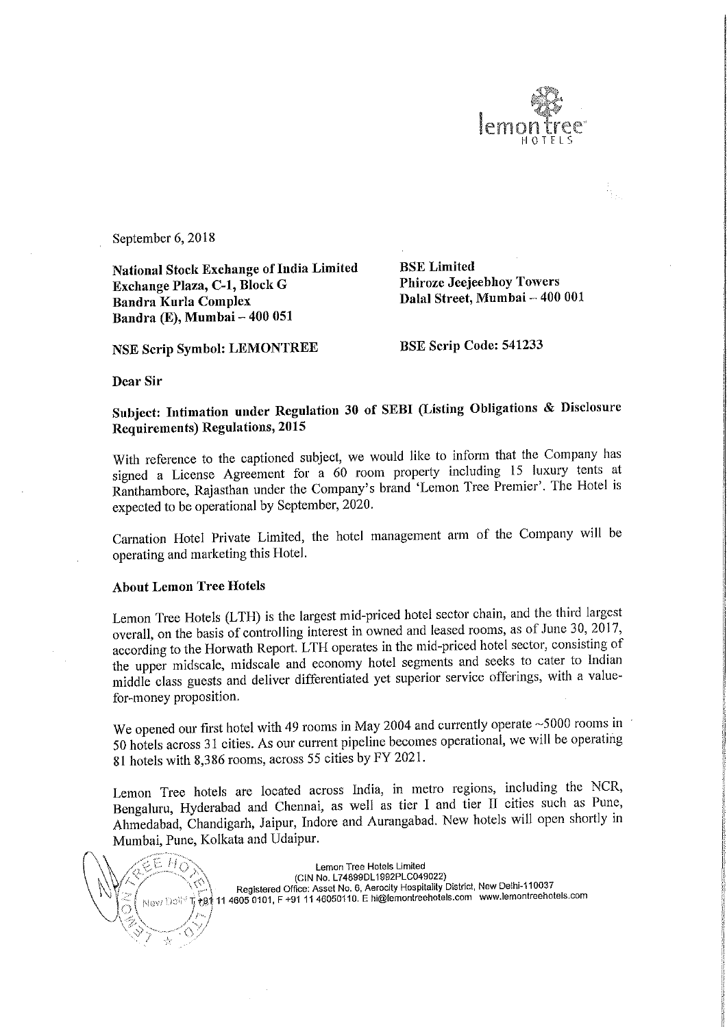September 6, 2018

**National Stock Exchange of India Limited**
**Exchange Plaza, C-1, Block G**
**Bandra Kurla Complex**
**Bandra (E), Mumbai – 400 051**

**BSE Limited**
**Phiroze Jeejeebhoy Towers**
**Dalal Street, Mumbai – 400 001**

**NSE Scrip Symbol: LEMONTREE**

**BSE Scrip Code: 541233**

**Dear Sir**

**Subject: Intimation under Regulation 30 of SEBI (Listing Obligations & Disclosure Requirements) Regulations, 2015**

With reference to the captioned subject, we would like to inform that the Company has signed a License Agreement for a 60 room property including 15 luxury tents at Ranthambore, Rajasthan under the Company's brand 'Lemon Tree Premier'. The Hotel is expected to be operational by September, 2020.

Carnation Hotel Private Limited, the hotel management arm of the Company will be operating and marketing this Hotel.

**About Lemon Tree Hotels**

Lemon Tree Hotels (LTH) is the largest mid-priced hotel sector chain, and the third largest overall, on the basis of controlling interest in owned and leased rooms, as of June 30, 2017, according to the Horwath Report. LTH operates in the mid-priced hotel sector, consisting of the upper midscale, midscale and economy hotel segments and seeks to cater to Indian middle class guests and deliver differentiated yet superior service offerings, with a value-for-money proposition.

We opened our first hotel with 49 rooms in May 2004 and currently operate ~5000 rooms in 50 hotels across 31 cities. As our current pipeline becomes operational, we will be operating 81 hotels with 8,386 rooms, across 55 cities by FY 2021.

Lemon Tree hotels are located across India, in metro regions, including the NCR, Bengaluru, Hyderabad and Chennai, as well as tier I and tier II cities such as Pune, Ahmedabad, Chandigarh, Jaipur, Indore and Aurangabad. New hotels will open shortly in Mumbai, Pune, Kolkata and Udaipur.

Lemon Tree Hotels Limited
(CIN No. L74899DL1992PLC049022)
Registered Office: Asset No. 6, Aerocity Hospitality District, New Delhi-110037
T +91 11 4605 0101, F +91 11 46050110. E hi@lemontreehotels.com www.lemontreehotels.com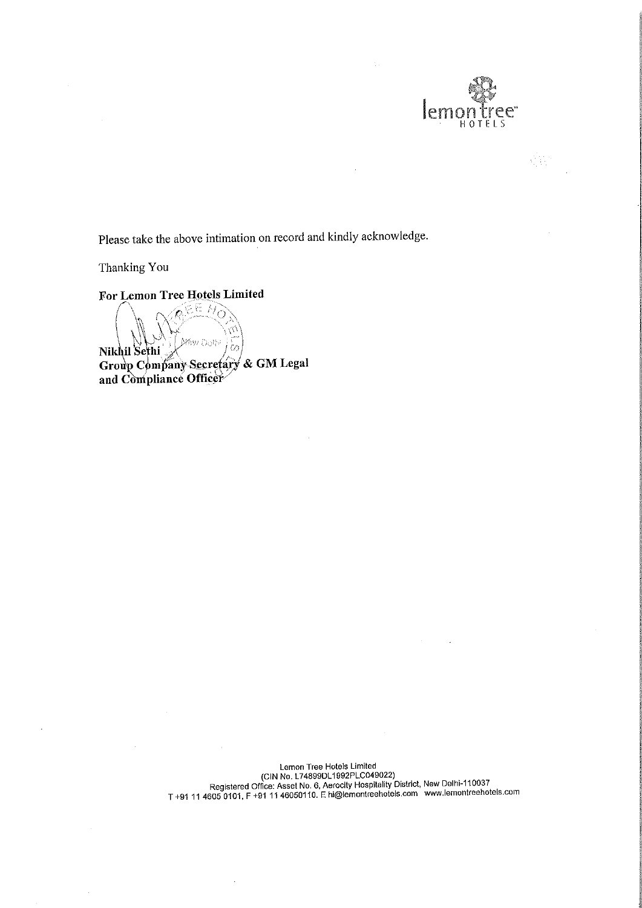Please take the above intimation on record and kindly acknowledge.

Thanking You

**For Lemon Tree Hotels Limited**

**Nikhil Sethi**
**Group Company Secretary & GM Legal and Compliance Officer**

Lemon Tree Hotels Limited
(CIN No. L74899DL1992PLC049022)
Registered Office: Asset No. 6, Aerocity Hospitality District, New Delhi-110037
T +91 11 4605 0101, F +91 11 46050110. E hi@lemontreehotels.com www.lemontreehotels.com